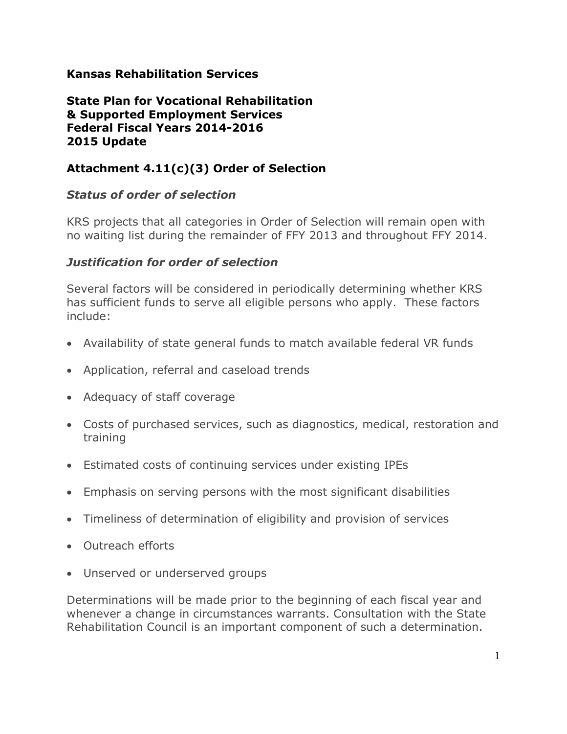**Kansas Rehabilitation Services**

**State Plan for Vocational Rehabilitation**
**& Supported Employment Services**
**Federal Fiscal Years 2014-2016**
**2015 Update**

## Attachment 4.11(c)(3) Order of Selection

### *Status of order of selection*

KRS projects that all categories in Order of Selection will remain open with no waiting list during the remainder of FFY 2013 and throughout FFY 2014.

### *Justification for order of selection*

Several factors will be considered in periodically determining whether KRS has sufficient funds to serve all eligible persons who apply. These factors include:

- Availability of state general funds to match available federal VR funds
- Application, referral and caseload trends
- Adequacy of staff coverage
- Costs of purchased services, such as diagnostics, medical, restoration and training
- Estimated costs of continuing services under existing IPEs
- Emphasis on serving persons with the most significant disabilities
- Timeliness of determination of eligibility and provision of services
- Outreach efforts
- Unserved or underserved groups

Determinations will be made prior to the beginning of each fiscal year and whenever a change in circumstances warrants. Consultation with the State Rehabilitation Council is an important component of such a determination.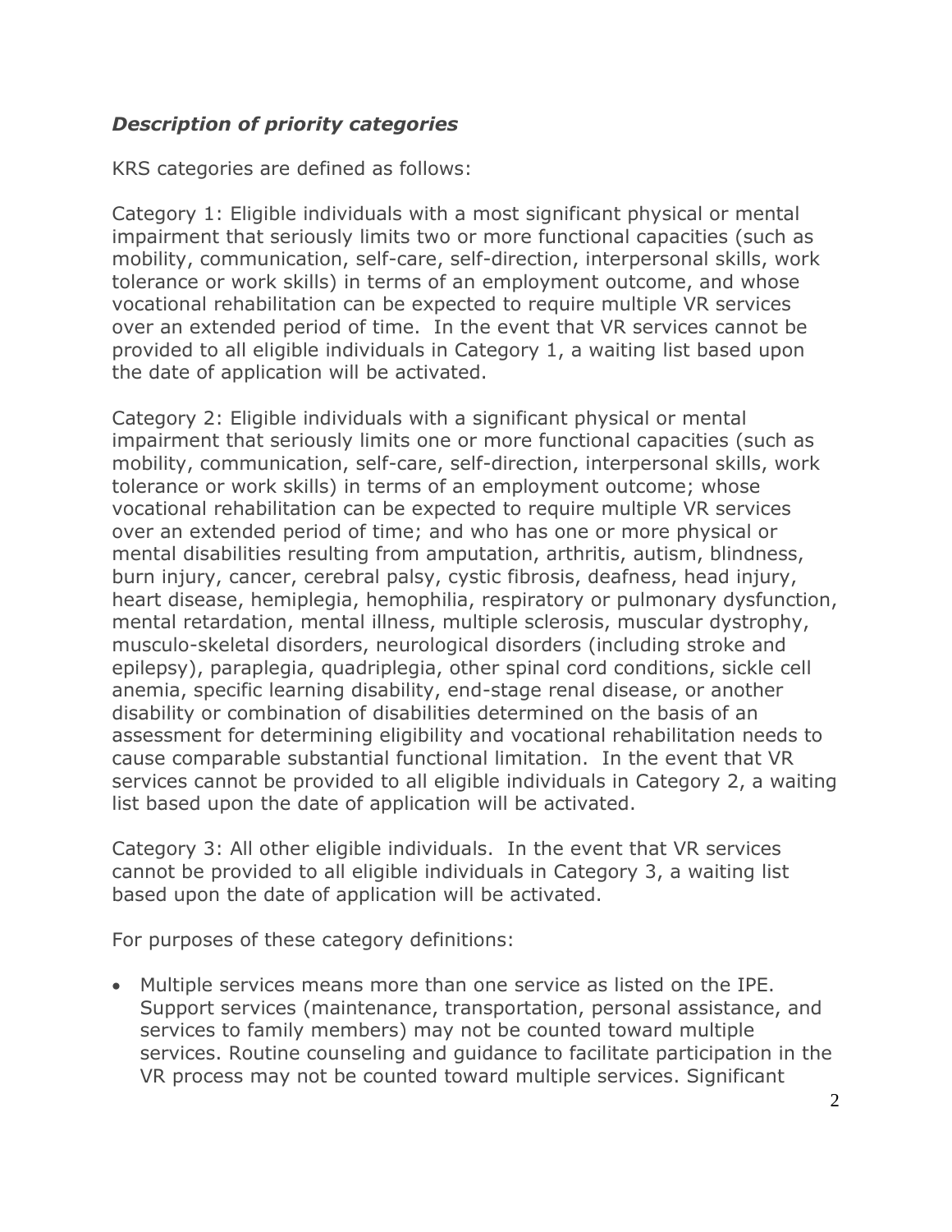### ***Description of priority categories***

KRS categories are defined as follows:

Category 1: Eligible individuals with a most significant physical or mental impairment that seriously limits two or more functional capacities (such as mobility, communication, self-care, self-direction, interpersonal skills, work tolerance or work skills) in terms of an employment outcome, and whose vocational rehabilitation can be expected to require multiple VR services over an extended period of time. In the event that VR services cannot be provided to all eligible individuals in Category 1, a waiting list based upon the date of application will be activated.

Category 2: Eligible individuals with a significant physical or mental impairment that seriously limits one or more functional capacities (such as mobility, communication, self-care, self-direction, interpersonal skills, work tolerance or work skills) in terms of an employment outcome; whose vocational rehabilitation can be expected to require multiple VR services over an extended period of time; and who has one or more physical or mental disabilities resulting from amputation, arthritis, autism, blindness, burn injury, cancer, cerebral palsy, cystic fibrosis, deafness, head injury, heart disease, hemiplegia, hemophilia, respiratory or pulmonary dysfunction, mental retardation, mental illness, multiple sclerosis, muscular dystrophy, musculo-skeletal disorders, neurological disorders (including stroke and epilepsy), paraplegia, quadriplegia, other spinal cord conditions, sickle cell anemia, specific learning disability, end-stage renal disease, or another disability or combination of disabilities determined on the basis of an assessment for determining eligibility and vocational rehabilitation needs to cause comparable substantial functional limitation. In the event that VR services cannot be provided to all eligible individuals in Category 2, a waiting list based upon the date of application will be activated.

Category 3: All other eligible individuals. In the event that VR services cannot be provided to all eligible individuals in Category 3, a waiting list based upon the date of application will be activated.

For purposes of these category definitions:

- Multiple services means more than one service as listed on the IPE. Support services (maintenance, transportation, personal assistance, and services to family members) may not be counted toward multiple services. Routine counseling and guidance to facilitate participation in the VR process may not be counted toward multiple services. Significant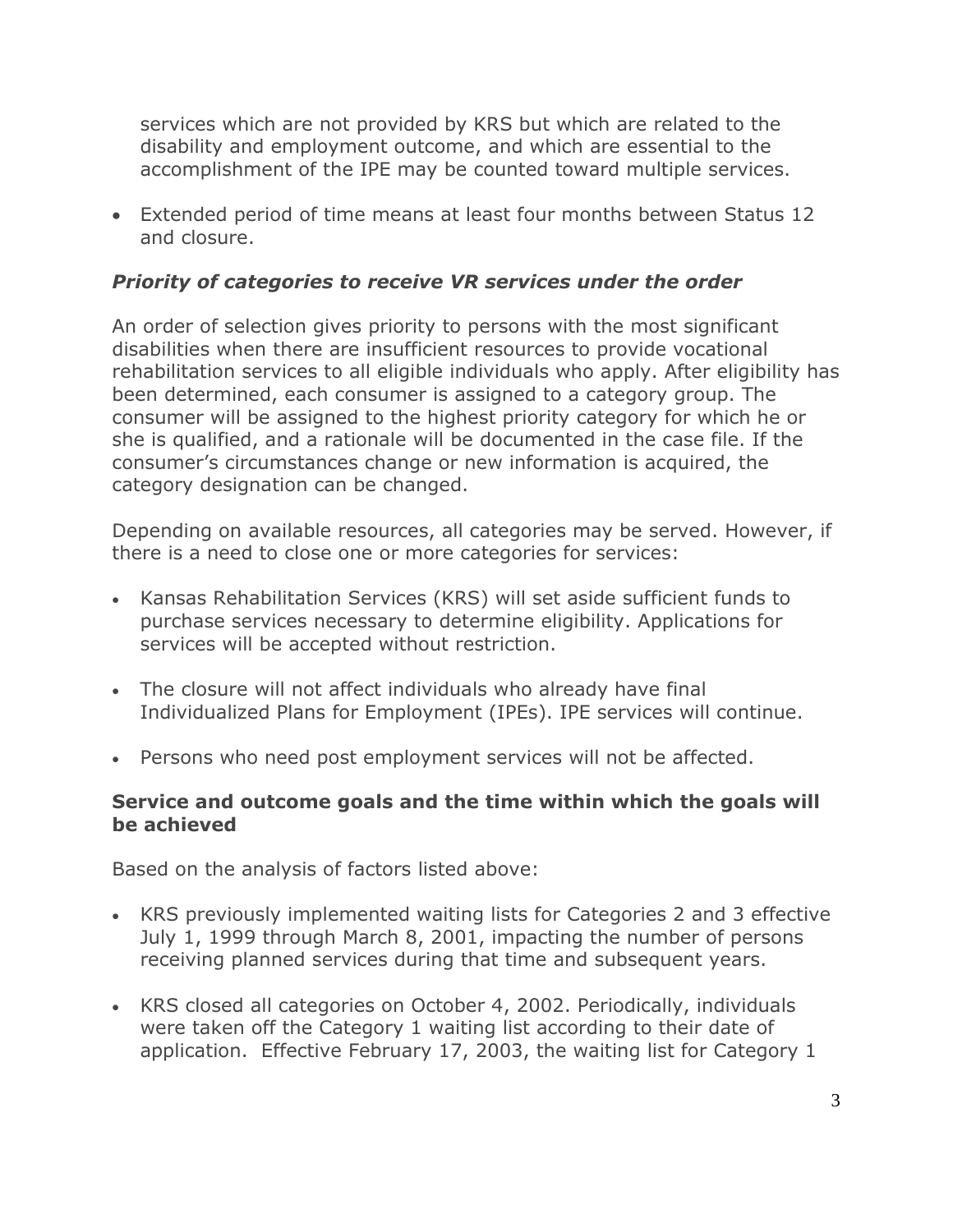services which are not provided by KRS but which are related to the disability and employment outcome, and which are essential to the accomplishment of the IPE may be counted toward multiple services.

- Extended period of time means at least four months between Status 12 and closure.

### *Priority of categories to receive VR services under the order*

An order of selection gives priority to persons with the most significant disabilities when there are insufficient resources to provide vocational rehabilitation services to all eligible individuals who apply. After eligibility has been determined, each consumer is assigned to a category group. The consumer will be assigned to the highest priority category for which he or she is qualified, and a rationale will be documented in the case file. If the consumer's circumstances change or new information is acquired, the category designation can be changed.

Depending on available resources, all categories may be served. However, if there is a need to close one or more categories for services:

- Kansas Rehabilitation Services (KRS) will set aside sufficient funds to purchase services necessary to determine eligibility. Applications for services will be accepted without restriction.
- The closure will not affect individuals who already have final Individualized Plans for Employment (IPEs). IPE services will continue.
- Persons who need post employment services will not be affected.

### Service and outcome goals and the time within which the goals will be achieved

Based on the analysis of factors listed above:

- KRS previously implemented waiting lists for Categories 2 and 3 effective July 1, 1999 through March 8, 2001, impacting the number of persons receiving planned services during that time and subsequent years.
- KRS closed all categories on October 4, 2002. Periodically, individuals were taken off the Category 1 waiting list according to their date of application. Effective February 17, 2003, the waiting list for Category 1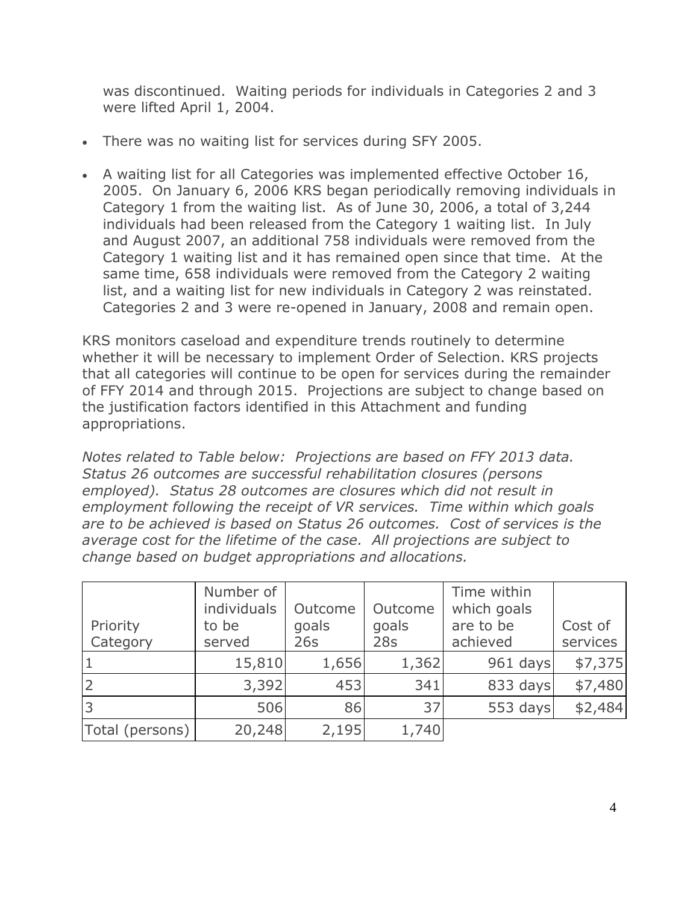was discontinued. Waiting periods for individuals in Categories 2 and 3 were lifted April 1, 2004.

- There was no waiting list for services during SFY 2005.
- A waiting list for all Categories was implemented effective October 16, 2005. On January 6, 2006 KRS began periodically removing individuals in Category 1 from the waiting list. As of June 30, 2006, a total of 3,244 individuals had been released from the Category 1 waiting list. In July and August 2007, an additional 758 individuals were removed from the Category 1 waiting list and it has remained open since that time. At the same time, 658 individuals were removed from the Category 2 waiting list, and a waiting list for new individuals in Category 2 was reinstated. Categories 2 and 3 were re-opened in January, 2008 and remain open.

KRS monitors caseload and expenditure trends routinely to determine whether it will be necessary to implement Order of Selection. KRS projects that all categories will continue to be open for services during the remainder of FFY 2014 and through 2015. Projections are subject to change based on the justification factors identified in this Attachment and funding appropriations.

*Notes related to Table below: Projections are based on FFY 2013 data. Status 26 outcomes are successful rehabilitation closures (persons employed). Status 28 outcomes are closures which did not result in employment following the receipt of VR services. Time within which goals are to be achieved is based on Status 26 outcomes. Cost of services is the average cost for the lifetime of the case. All projections are subject to change based on budget appropriations and allocations.*

| Priority Category | Number of individuals to be served | Outcome goals 26s | Outcome goals 28s | Time within which goals are to be achieved | Cost of services |
|---|---|---|---|---|---|
| 1 | 15,810 | 1,656 | 1,362 | 961 days | $7,375 |
| 2 | 3,392 | 453 | 341 | 833 days | $7,480 |
| 3 | 506 | 86 | 37 | 553 days | $2,484 |
| Total (persons) | 20,248 | 2,195 | 1,740 | | |